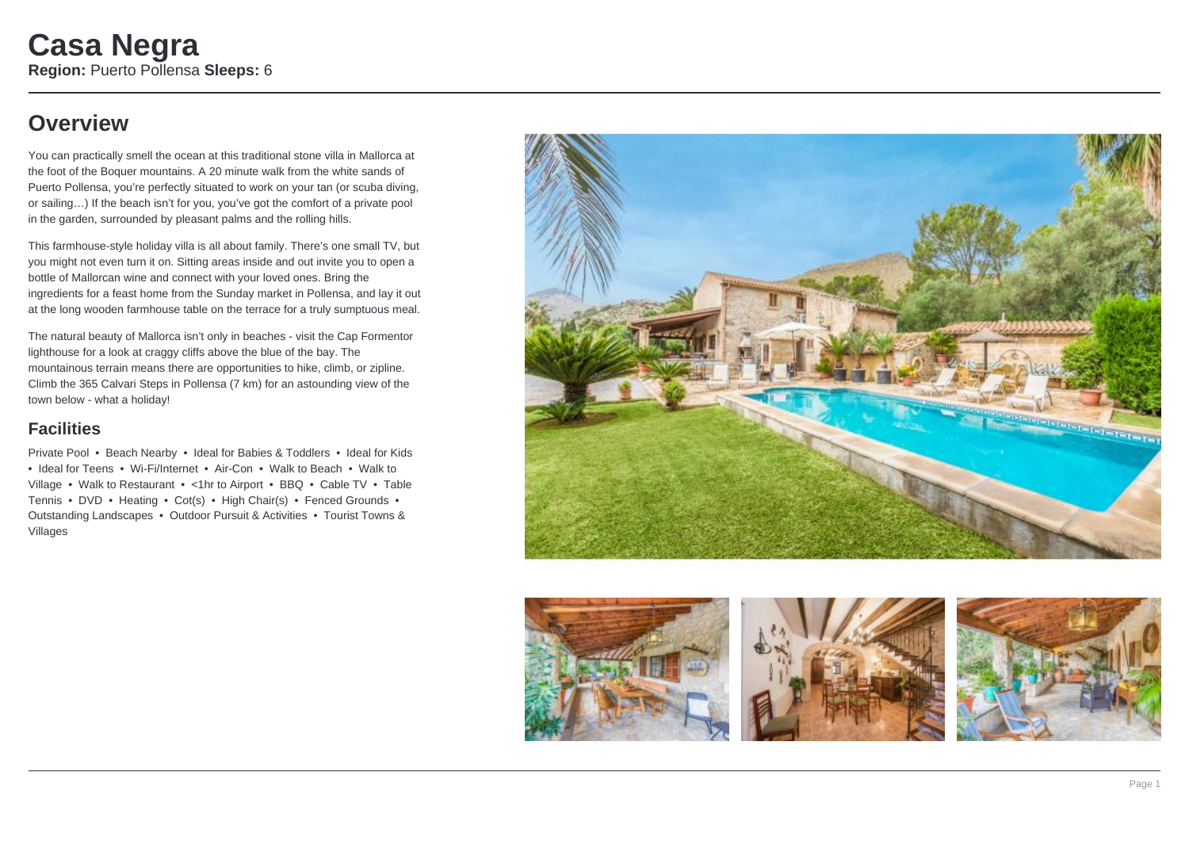# Casa Negra

**Region:** Puerto Pollensa **Sleeps:** 6

## Overview

You can practically smell the ocean at this traditional stone villa in Mallorca at the foot of the Boquer mountains. A 20 minute walk from the white sands of Puerto Pollensa, you're perfectly situated to work on your tan (or scuba diving, or sailing…) If the beach isn't for you, you've got the comfort of a private pool in the garden, surrounded by pleasant palms and the rolling hills.

This farmhouse-style holiday villa is all about family. There's one small TV, but you might not even turn it on. Sitting areas inside and out invite you to open a bottle of Mallorcan wine and connect with your loved ones. Bring the ingredients for a feast home from the Sunday market in Pollensa, and lay it out at the long wooden farmhouse table on the terrace for a truly sumptuous meal.

The natural beauty of Mallorca isn't only in beaches - visit the Cap Formentor lighthouse for a look at craggy cliffs above the blue of the bay. The mountainous terrain means there are opportunities to hike, climb, or zipline. Climb the 365 Calvari Steps in Pollensa (7 km) for an astounding view of the town below - what a holiday!

### Facilities

Private Pool • Beach Nearby • Ideal for Babies & Toddlers • Ideal for Kids • Ideal for Teens • Wi-Fi/Internet • Air-Con • Walk to Beach • Walk to Village • Walk to Restaurant • <1hr to Airport • BBQ • Cable TV • Table Tennis • DVD • Heating • Cot(s) • High Chair(s) • Fenced Grounds • Outstanding Landscapes • Outdoor Pursuit & Activities • Tourist Towns & Villages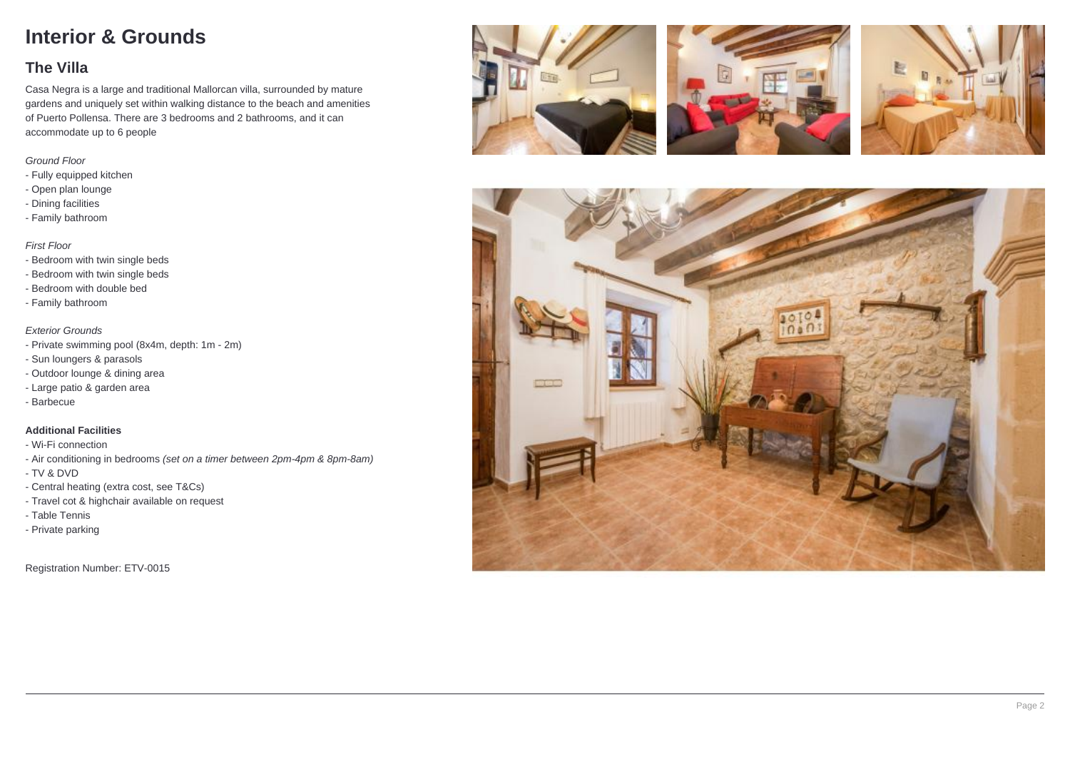# Interior & Grounds

## The Villa

Casa Negra is a large and traditional Mallorcan villa, surrounded by mature gardens and uniquely set within walking distance to the beach and amenities of Puerto Pollensa. There are 3 bedrooms and 2 bathrooms, and it can accommodate up to 6 people

*Ground Floor*

- Fully equipped kitchen
- Open plan lounge
- Dining facilities
- Family bathroom

*First Floor*

- Bedroom with twin single beds
- Bedroom with twin single beds
- Bedroom with double bed
- Family bathroom

*Exterior Grounds*

- Private swimming pool (8x4m, depth: 1m - 2m)
- Sun loungers & parasols
- Outdoor lounge & dining area
- Large patio & garden area
- Barbecue

**Additional Facilities**

- Wi-Fi connection
- Air conditioning in bedrooms *(set on a timer between 2pm-4pm & 8pm-8am)*
- TV & DVD
- Central heating (extra cost, see T&Cs)
- Travel cot & highchair available on request
- Table Tennis
- Private parking

Registration Number: ETV-0015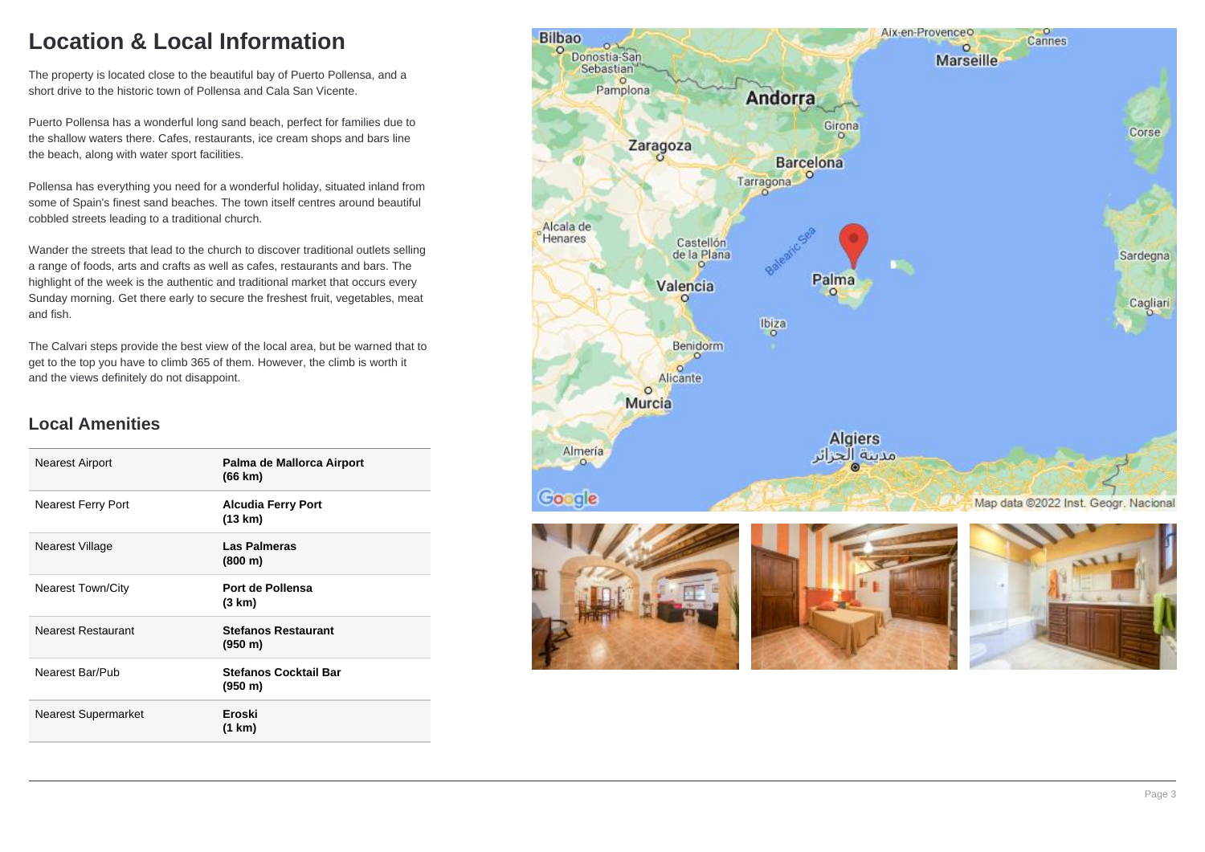# Location & Local Information

The property is located close to the beautiful bay of Puerto Pollensa, and a short drive to the historic town of Pollensa and Cala San Vicente.

Puerto Pollensa has a wonderful long sand beach, perfect for families due to the shallow waters there. Cafes, restaurants, ice cream shops and bars line the beach, along with water sport facilities.

Pollensa has everything you need for a wonderful holiday, situated inland from some of Spain's finest sand beaches. The town itself centres around beautiful cobbled streets leading to a traditional church.

Wander the streets that lead to the church to discover traditional outlets selling a range of foods, arts and crafts as well as cafes, restaurants and bars. The highlight of the week is the authentic and traditional market that occurs every Sunday morning. Get there early to secure the freshest fruit, vegetables, meat and fish.

The Calvari steps provide the best view of the local area, but be warned that to get to the top you have to climb 365 of them. However, the climb is worth it and the views definitely do not disappoint.

## Local Amenities

| | |
|---|---|
| Nearest Airport | **Palma de Mallorca Airport (66 km)** |
| Nearest Ferry Port | **Alcudia Ferry Port (13 km)** |
| Nearest Village | **Las Palmeras (800 m)** |
| Nearest Town/City | **Port de Pollensa (3 km)** |
| Nearest Restaurant | **Stefanos Restaurant (950 m)** |
| Nearest Bar/Pub | **Stefanos Cocktail Bar (950 m)** |
| Nearest Supermarket | **Eroski (1 km)** |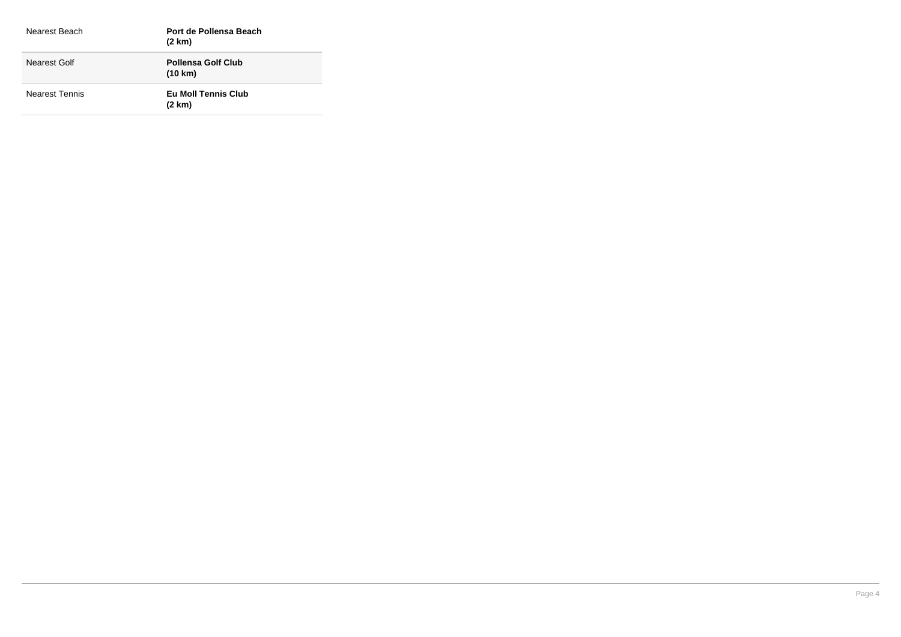| | |
|---|---|
| Nearest Beach | **Port de Pollensa Beach (2 km)** |
| Nearest Golf | **Pollensa Golf Club (10 km)** |
| Nearest Tennis | **Eu Moll Tennis Club (2 km)** |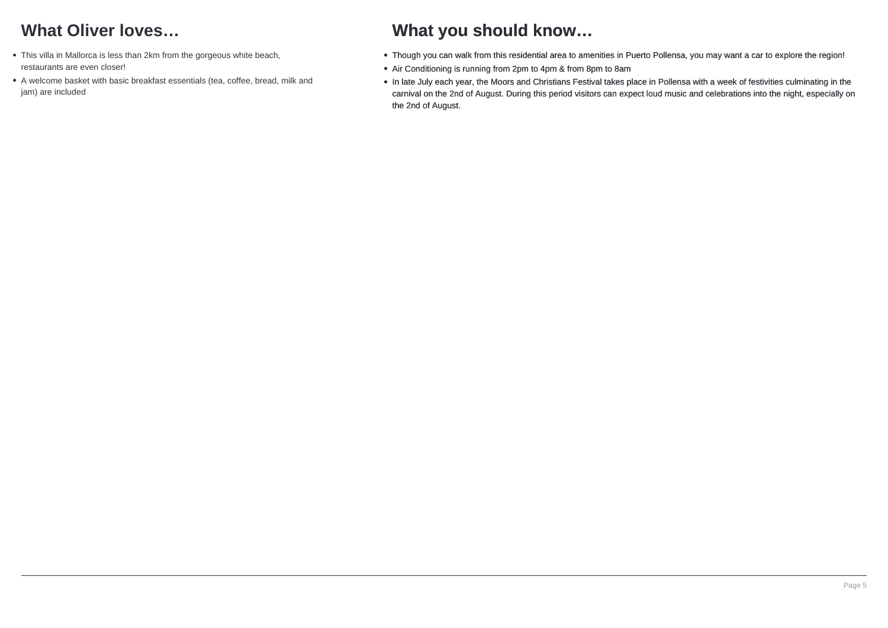## What Oliver loves…

- This villa in Mallorca is less than 2km from the gorgeous white beach, restaurants are even closer!
- A welcome basket with basic breakfast essentials (tea, coffee, bread, milk and jam) are included

## What you should know…

- Though you can walk from this residential area to amenities in Puerto Pollensa, you may want a car to explore the region!
- Air Conditioning is running from 2pm to 4pm & from 8pm to 8am
- In late July each year, the Moors and Christians Festival takes place in Pollensa with a week of festivities culminating in the carnival on the 2nd of August. During this period visitors can expect loud music and celebrations into the night, especially on the 2nd of August.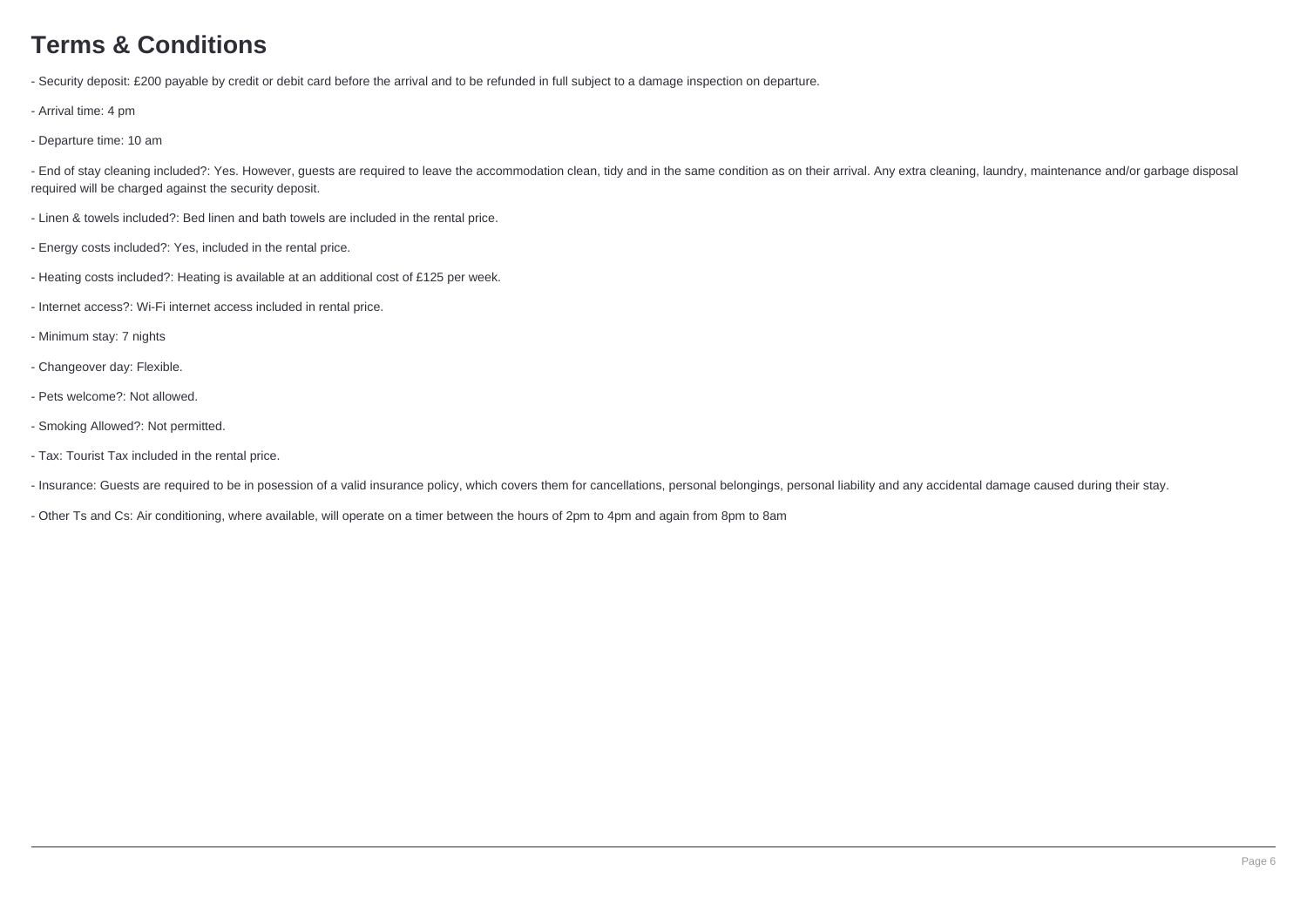# Terms & Conditions

- Security deposit: £200 payable by credit or debit card before the arrival and to be refunded in full subject to a damage inspection on departure.

- Arrival time: 4 pm

- Departure time: 10 am

- End of stay cleaning included?: Yes. However, guests are required to leave the accommodation clean, tidy and in the same condition as on their arrival. Any extra cleaning, laundry, maintenance and/or garbage disposal required will be charged against the security deposit.

- Linen & towels included?: Bed linen and bath towels are included in the rental price.

- Energy costs included?: Yes, included in the rental price.

- Heating costs included?: Heating is available at an additional cost of £125 per week.

- Internet access?: Wi-Fi internet access included in rental price.

- Minimum stay: 7 nights

- Changeover day: Flexible.

- Pets welcome?: Not allowed.

- Smoking Allowed?: Not permitted.

- Tax: Tourist Tax included in the rental price.

- Insurance: Guests are required to be in posession of a valid insurance policy, which covers them for cancellations, personal belongings, personal liability and any accidental damage caused during their stay.

- Other Ts and Cs: Air conditioning, where available, will operate on a timer between the hours of 2pm to 4pm and again from 8pm to 8am